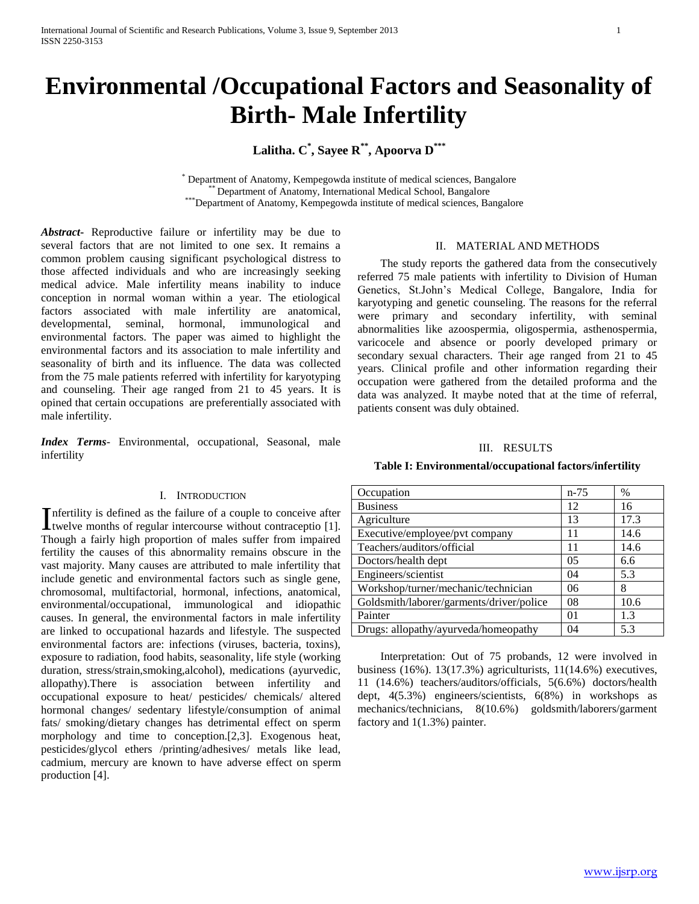# Environmental /Occupational Factors and Seasonality of Birth- Male Infertility

**Lalitha. C[\*], Sayee R[\*\*], Apoorva D[\*\*\*]**

[\*] Department of Anatomy, Kempegowda institute of medical sciences, Bangalore
[\*\*] Department of Anatomy, International Medical School, Bangalore
[\*\*\*] Department of Anatomy, Kempegowda institute of medical sciences, Bangalore

***Abstract-*** Reproductive failure or infertility may be due to several factors that are not limited to one sex. It remains a common problem causing significant psychological distress to those affected individuals and who are increasingly seeking medical advice. Male infertility means inability to induce conception in normal woman within a year. The etiological factors associated with male infertility are anatomical, developmental, seminal, hormonal, immunological and environmental factors. The paper was aimed to highlight the environmental factors and its association to male infertility and seasonality of birth and its influence. The data was collected from the 75 male patients referred with infertility for karyotyping and counseling. Their age ranged from 21 to 45 years. It is opined that certain occupations are preferentially associated with male infertility.

***Index Terms-*** Environmental, occupational, Seasonal, male infertility

## I. Introduction

Infertility is defined as the failure of a couple to conceive after twelve months of regular intercourse without contraceptio [1]. Though a fairly high proportion of males suffer from impaired fertility the causes of this abnormality remains obscure in the vast majority. Many causes are attributed to male infertility that include genetic and environmental factors such as single gene, chromosomal, multifactorial, hormonal, infections, anatomical, environmental/occupational, immunological and idiopathic causes. In general, the environmental factors in male infertility are linked to occupational hazards and lifestyle. The suspected environmental factors are: infections (viruses, bacteria, toxins), exposure to radiation, food habits, seasonality, life style (working duration, stress/strain,smoking,alcohol), medications (ayurvedic, allopathy).There is association between infertility and occupational exposure to heat/ pesticides/ chemicals/ altered hormonal changes/ sedentary lifestyle/consumption of animal fats/ smoking/dietary changes has detrimental effect on sperm morphology and time to conception.[2,3]. Exogenous heat, pesticides/glycol ethers /printing/adhesives/ metals like lead, cadmium, mercury are known to have adverse effect on sperm production [4].

## II. Material and Methods

The study reports the gathered data from the consecutively referred 75 male patients with infertility to Division of Human Genetics, St.John's Medical College, Bangalore, India for karyotyping and genetic counseling. The reasons for the referral were primary and secondary infertility, with seminal abnormalities like azoospermia, oligospermia, asthenospermia, varicocele and absence or poorly developed primary or secondary sexual characters. Their age ranged from 21 to 45 years. Clinical profile and other information regarding their occupation were gathered from the detailed proforma and the data was analyzed. It maybe noted that at the time of referral, patients consent was duly obtained.

## III. Results

**Table I: Environmental/occupational factors/infertility**

| Occupation | n-75 | % |
|---|---|---|
| Business | 12 | 16 |
| Agriculture | 13 | 17.3 |
| Executive/employee/pvt company | 11 | 14.6 |
| Teachers/auditors/official | 11 | 14.6 |
| Doctors/health dept | 05 | 6.6 |
| Engineers/scientist | 04 | 5.3 |
| Workshop/turner/mechanic/technician | 06 | 8 |
| Goldsmith/laborer/garments/driver/police | 08 | 10.6 |
| Painter | 01 | 1.3 |
| Drugs: allopathy/ayurveda/homeopathy | 04 | 5.3 |

Interpretation: Out of 75 probands, 12 were involved in business (16%). 13(17.3%) agriculturists, 11(14.6%) executives, 11 (14.6%) teachers/auditors/officials, 5(6.6%) doctors/health dept, 4(5.3%) engineers/scientists, 6(8%) in workshops as mechanics/technicians, 8(10.6%) goldsmith/laborers/garment factory and 1(1.3%) painter.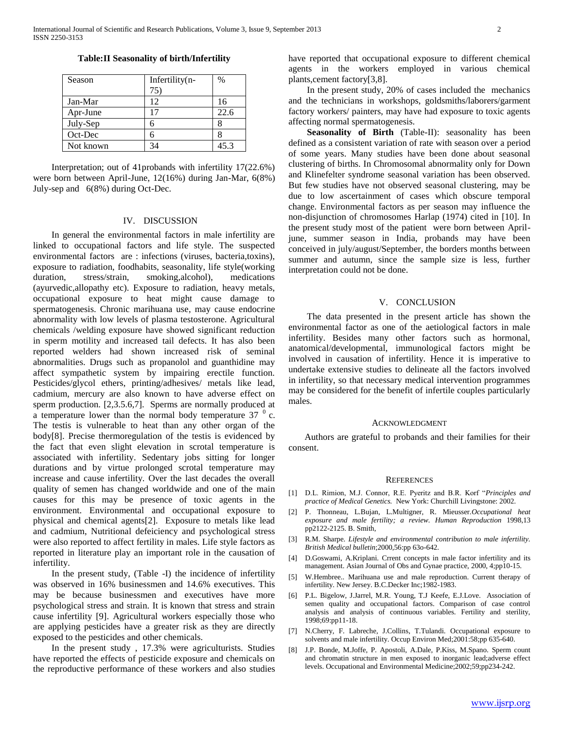**Table:II Seasonality of birth/Infertility**

| Season | Infertility(n-75) | % |
|---|---|---|
| Jan-Mar | 12 | 16 |
| Apr-June | 17 | 22.6 |
| July-Sep | 6 | 8 |
| Oct-Dec | 6 | 8 |
| Not known | 34 | 45.3 |

Interpretation; out of 41probands with infertility 17(22.6%) were born between April-June, 12(16%) during Jan-Mar, 6(8%) July-sep and 6(8%) during Oct-Dec.

## IV. DISCUSSION

In general the environmental factors in male infertility are linked to occupational factors and life style. The suspected environmental factors are : infections (viruses, bacteria,toxins), exposure to radiation, foodhabits, seasonality, life style(working duration, stress/strain, smoking,alcohol), medications (ayurvedic,allopathy etc). Exposure to radiation, heavy metals, occupational exposure to heat might cause damage to spermatogenesis. Chronic marihuana use, may cause endocrine abnormality with low levels of plasma testosterone. Agricultural chemicals /welding exposure have showed significant reduction in sperm motility and increased tail defects. It has also been reported welders had shown increased risk of seminal abnormalities. Drugs such as propanolol and guanthidine may affect sympathetic system by impairing erectile function. Pesticides/glycol ethers, printing/adhesives/ metals like lead, cadmium, mercury are also known to have adverse effect on sperm production. [2,3.5.6,7]. Sperms are normally produced at a temperature lower than the normal body temperature 37 $^0$ c. The testis is vulnerable to heat than any other organ of the body[8]. Precise thermoregulation of the testis is evidenced by the fact that even slight elevation in scrotal temperature is associated with infertility. Sedentary jobs sitting for longer durations and by virtue prolonged scrotal temperature may increase and cause infertility. Over the last decades the overall quality of semen has changed worldwide and one of the main causes for this may be presence of toxic agents in the environment. Environmental and occupational exposure to physical and chemical agents[2]. Exposure to metals like lead and cadmium, Nutritional defeiciency and psychological stress were also reported to affect fertility in males. Life style factors as reported in literature play an important role in the causation of infertility.

In the present study, (Table -I) the incidence of infertility was observed in 16% businessmen and 14.6% executives. This may be because businessmen and executives have more psychological stress and strain. It is known that stress and strain cause infertility [9]. Agricultural workers especially those who are applying pesticides have a greater risk as they are directly exposed to the pesticides and other chemicals.

In the present study , 17.3% were agriculturists. Studies have reported the effects of pesticide exposure and chemicals on the reproductive performance of these workers and also studies have reported that occupational exposure to different chemical agents in the workers employed in various chemical plants,cement factory[3,8].

In the present study, 20% of cases included the mechanics and the technicians in workshops, goldsmiths/laborers/garment factory workers/ painters, may have had exposure to toxic agents affecting normal spermatogenesis.

**Seasonality of Birth** (Table-II): seasonality has been defined as a consistent variation of rate with season over a period of some years. Many studies have been done about seasonal clustering of births. In Chromosomal abnormality only for Down and Klinefelter syndrome seasonal variation has been observed. But few studies have not observed seasonal clustering, may be due to low ascertainment of cases which obscure temporal change. Environmental factors as per season may influence the non-disjunction of chromosomes Harlap (1974) cited in [10]. In the present study most of the patient were born between April-june, summer season in India, probands may have been conceived in july/august/September, the borders months between summer and autumn, since the sample size is less, further interpretation could not be done.

## V. CONCLUSION

The data presented in the present article has shown the environmental factor as one of the aetiological factors in male infertility. Besides many other factors such as hormonal, anatomical/developmental, immunological factors might be involved in causation of infertility. Hence it is imperative to undertake extensive studies to delineate all the factors involved in infertility, so that necessary medical intervention programmes may be considered for the benefit of infertile couples particularly males.

## ACKNOWLEDGMENT

Authors are grateful to probands and their families for their consent.

## REFERENCES

[1] D.L. Rimion, M.J. Connor, R.E. Pyeritz and B.R. Korf "*Principles and practice of Medical Genetics.* New York: Churchill Livingstone: 2002.

[2] P. Thonneau, L.Bujan, L.Multigner, R. Mieusser.*Occupational heat exposure and male fertility; a review. Human Reproduction* 1998,13 pp2122-2125. B. Smith,

[3] R.M. Sharpe. *Lifestyle and environmental contribution to male infertility. British Medical bulletin*;2000,56:pp 63o-642.

[4] D.Goswami, A.Kriplani. Crrent concepts in male factor infertility and its management. Asian Journal of Obs and Gynae practice, 2000, 4;pp10-15.

[5] W.Hembree.. Marihuana use and male reproduction. Current therapy of infertility. New Jersey. B.C.Decker Inc;1982-1983.

[6] P.L. Bigelow, J.Jarrel, M.R. Young, T.J Keefe, E.J.Love. Association of semen quality and occupational factors. Comparison of case control analysis and analysis of continuous variables. Fertility and sterility, 1998;69:pp11-18.

[7] N.Cherry, F. Labreche, J.Collins, T.Tulandi. Occupational exposure to solvents and male infertility. Occup Environ Med;2001:58;pp 635-640.

[8] J.P. Bonde, M.Joffe, P. Apostoli, A.Dale, P.Kiss, M.Spano. Sperm count and chromatin structure in men exposed to inorganic lead;adverse effect levels. Occupational and Environmental Medicine;2002;59;pp234-242.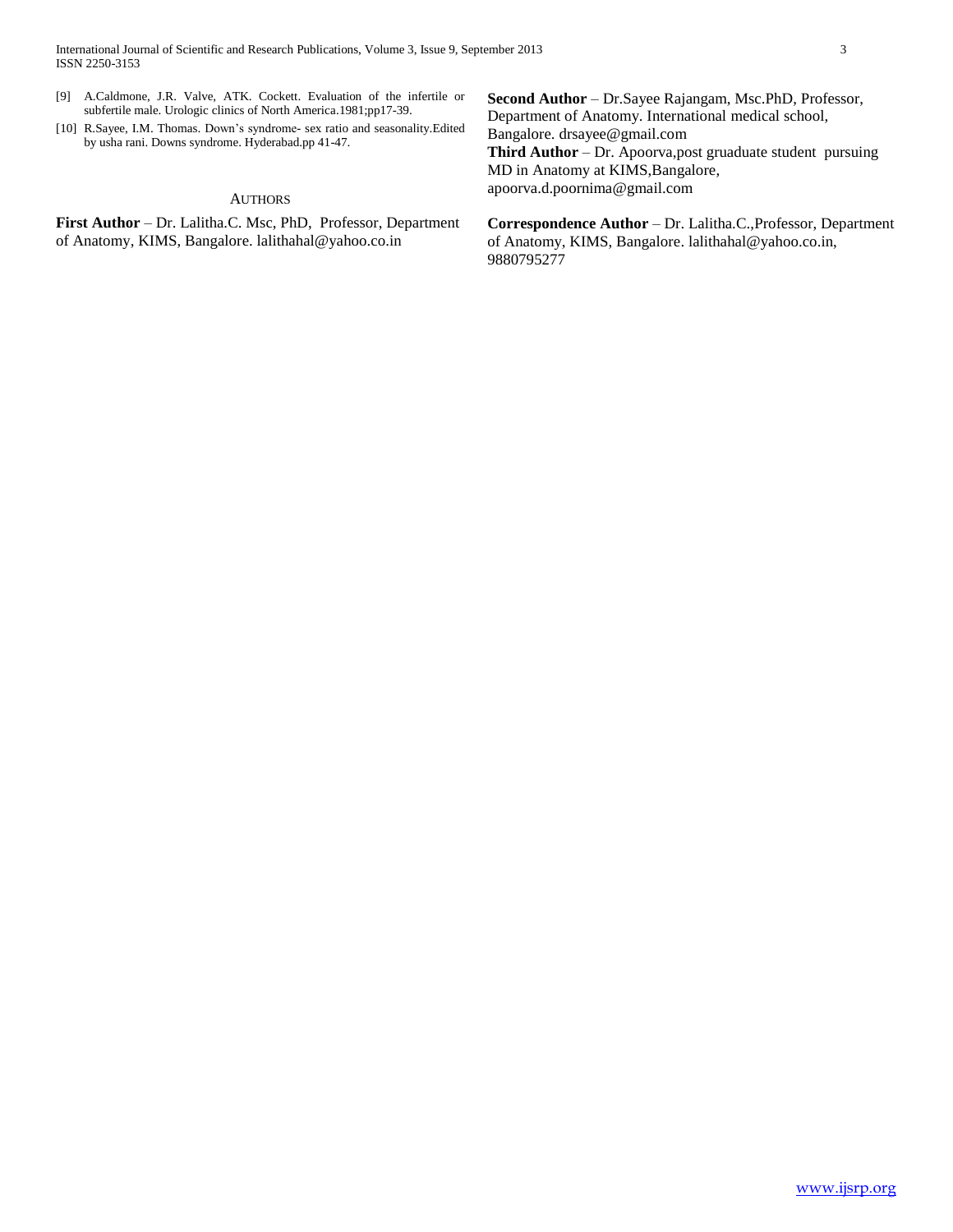[9] A.Caldmone, J.R. Valve, ATK. Cockett. Evaluation of the infertile or subfertile male. Urologic clinics of North America.1981;pp17-39.

[10] R.Sayee, I.M. Thomas. Down's syndrome- sex ratio and seasonality.Edited by usha rani. Downs syndrome. Hyderabad.pp 41-47.

## AUTHORS

**First Author** – Dr. Lalitha.C. Msc, PhD, Professor, Department of Anatomy, KIMS, Bangalore. lalithahal@yahoo.co.in

**Second Author** – Dr.Sayee Rajangam, Msc.PhD, Professor, Department of Anatomy. International medical school, Bangalore. drsayee@gmail.com

**Third Author** – Dr. Apoorva,post gruaduate student pursuing MD in Anatomy at KIMS,Bangalore, apoorva.d.poornima@gmail.com

**Correspondence Author** – Dr. Lalitha.C.,Professor, Department of Anatomy, KIMS, Bangalore. lalithahal@yahoo.co.in, 9880795277